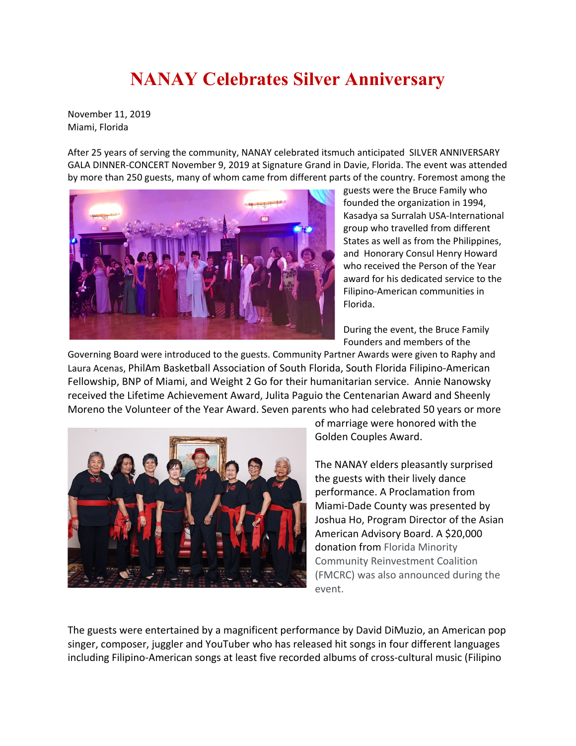# NANAY Celebrates Silver Anniversary

November 11, 2019
Miami, Florida

After 25 years of serving the community, NANAY celebrated itsmuch anticipated SILVER ANNIVERSARY GALA DINNER-CONCERT November 9, 2019 at Signature Grand in Davie, Florida. The event was attended by more than 250 guests, many of whom came from different parts of the country. Foremost among the guests were the Bruce Family who founded the organization in 1994, Kasadya sa Surralah USA-International group who travelled from different States as well as from the Philippines, and Honorary Consul Henry Howard who received the Person of the Year award for his dedicated service to the Filipino-American communities in Florida.

During the event, the Bruce Family Founders and members of the Governing Board were introduced to the guests. Community Partner Awards were given to Raphy and Laura Acenas, PhilAm Basketball Association of South Florida, South Florida Filipino-American Fellowship, BNP of Miami, and Weight 2 Go for their humanitarian service. Annie Nanowsky received the Lifetime Achievement Award, Julita Paguio the Centenarian Award and Sheenly Moreno the Volunteer of the Year Award. Seven parents who had celebrated 50 years or more of marriage were honored with the Golden Couples Award.

The NANAY elders pleasantly surprised the guests with their lively dance performance. A Proclamation from Miami-Dade County was presented by Joshua Ho, Program Director of the Asian American Advisory Board. A $20,000 donation from Florida Minority Community Reinvestment Coalition (FMCRC) was also announced during the event.

The guests were entertained by a magnificent performance by David DiMuzio, an American pop singer, composer, juggler and YouTuber who has released hit songs in four different languages including Filipino-American songs at least five recorded albums of cross-cultural music (Filipino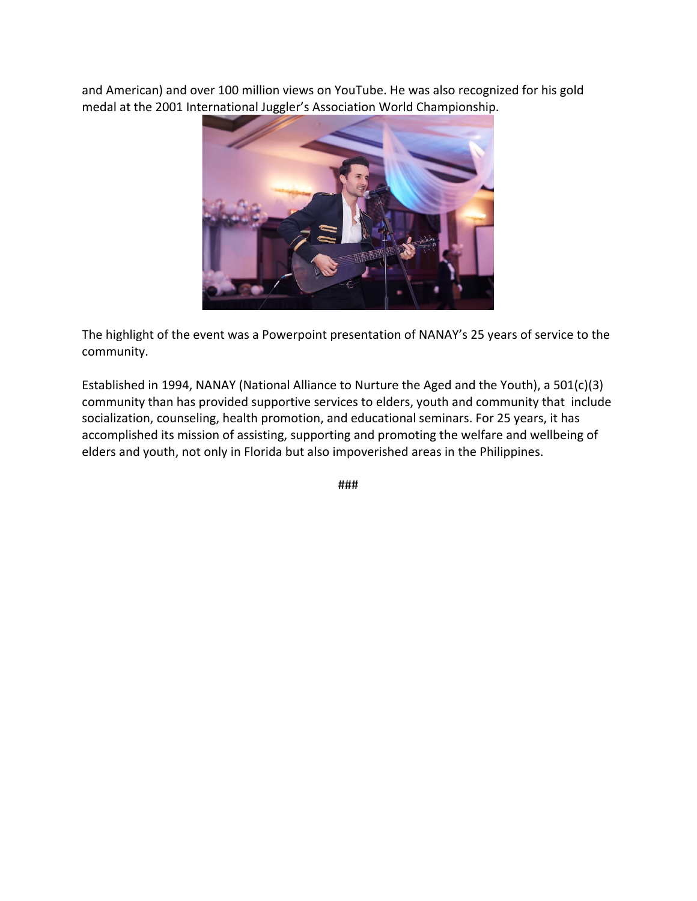and American) and over 100 million views on YouTube. He was also recognized for his gold medal at the 2001 International Juggler's Association World Championship.

The highlight of the event was a Powerpoint presentation of NANAY's 25 years of service to the community.

Established in 1994, NANAY (National Alliance to Nurture the Aged and the Youth), a 501(c)(3) community than has provided supportive services to elders, youth and community that include socialization, counseling, health promotion, and educational seminars. For 25 years, it has accomplished its mission of assisting, supporting and promoting the welfare and wellbeing of elders and youth, not only in Florida but also impoverished areas in the Philippines.

###